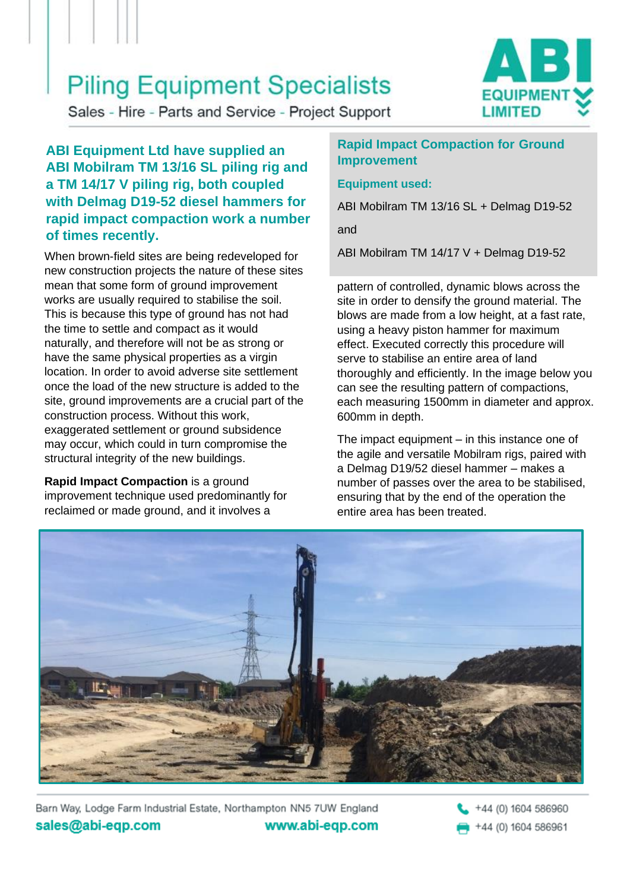Piling Equipment Specialists

Sales - Hire - Parts and Service - Project Support

ABI EQUIPMENT LIMITED

## ABI Equipment Ltd have supplied an ABI Mobilram TM 13/16 SL piling rig and a TM 14/17 V piling rig, both coupled with Delmag D19-52 diesel hammers for rapid impact compaction work a number of times recently.

### Rapid Impact Compaction for Ground Improvement

**Equipment used:**

ABI Mobilram TM 13/16 SL + Delmag D19-52

and

ABI Mobilram TM 14/17 V + Delmag D19-52

When brown-field sites are being redeveloped for new construction projects the nature of these sites mean that some form of ground improvement works are usually required to stabilise the soil. This is because this type of ground has not had the time to settle and compact as it would naturally, and therefore will not be as strong or have the same physical properties as a virgin location. In order to avoid adverse site settlement once the load of the new structure is added to the site, ground improvements are a crucial part of the construction process. Without this work, exaggerated settlement or ground subsidence may occur, which could in turn compromise the structural integrity of the new buildings.

**Rapid Impact Compaction** is a ground improvement technique used predominantly for reclaimed or made ground, and it involves a pattern of controlled, dynamic blows across the site in order to densify the ground material. The blows are made from a low height, at a fast rate, using a heavy piston hammer for maximum effect. Executed correctly this procedure will serve to stabilise an entire area of land thoroughly and efficiently. In the image below you can see the resulting pattern of compactions, each measuring 1500mm in diameter and approx. 600mm in depth.

The impact equipment – in this instance one of the agile and versatile Mobilram rigs, paired with a Delmag D19/52 diesel hammer – makes a number of passes over the area to be stabilised, ensuring that by the end of the operation the entire area has been treated.

Barn Way, Lodge Farm Industrial Estate, Northampton NN5 7UW England

sales@abi-eqp.com www.abi-eqp.com

+44 (0) 1604 586960

+44 (0) 1604 586961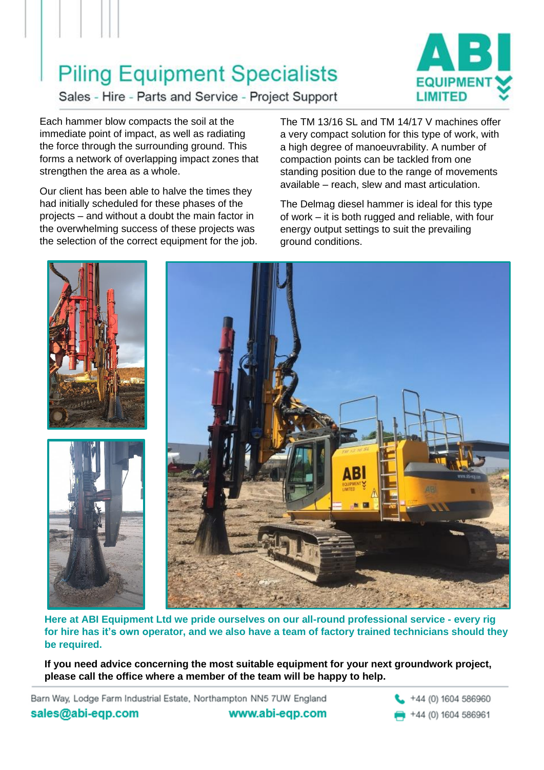# Piling Equipment Specialists

Sales - Hire - Parts and Service - Project Support

ABI EQUIPMENT LIMITED

Each hammer blow compacts the soil at the immediate point of impact, as well as radiating the force through the surrounding ground. This forms a network of overlapping impact zones that strengthen the area as a whole.

Our client has been able to halve the times they had initially scheduled for these phases of the projects – and without a doubt the main factor in the overwhelming success of these projects was the selection of the correct equipment for the job.

The TM 13/16 SL and TM 14/17 V machines offer a very compact solution for this type of work, with a high degree of manoeuvrability. A number of compaction points can be tackled from one standing position due to the range of movements available – reach, slew and mast articulation.

The Delmag diesel hammer is ideal for this type of work – it is both rugged and reliable, with four energy output settings to suit the prevailing ground conditions.

**Here at ABI Equipment Ltd we pride ourselves on our all-round professional service - every rig for hire has it's own operator, and we also have a team of factory trained technicians should they be required.**

**If you need advice concerning the most suitable equipment for your next groundwork project, please call the office where a member of the team will be happy to help.**

Barn Way, Lodge Farm Industrial Estate, Northampton NN5 7UW England

sales@abi-eqp.com

www.abi-eqp.com

+44 (0) 1604 586960

+44 (0) 1604 586961